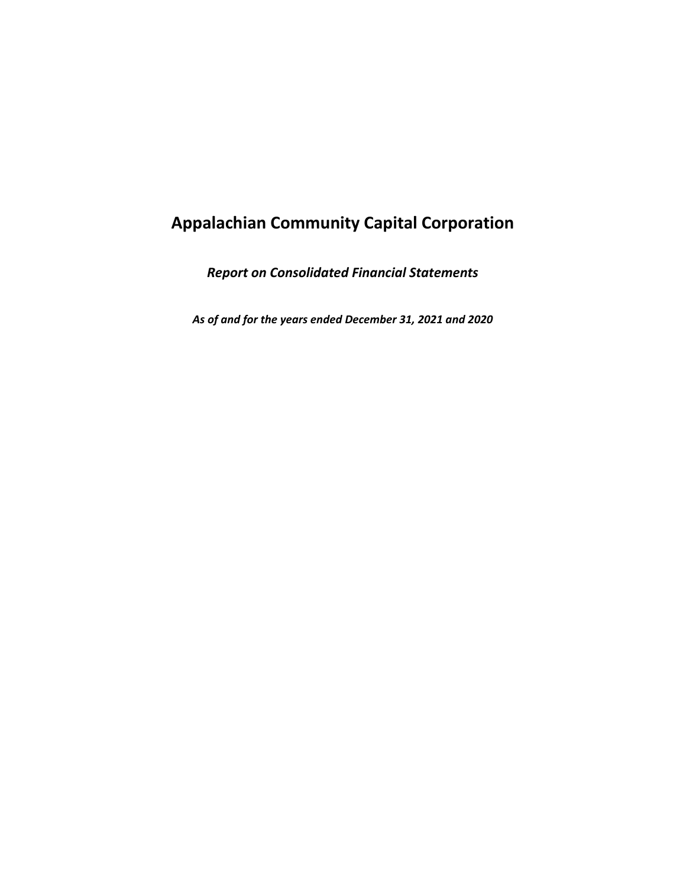# Appalachian Community Capital Corporation

***Report on Consolidated Financial Statements***

***As of and for the years ended December 31, 2021 and 2020***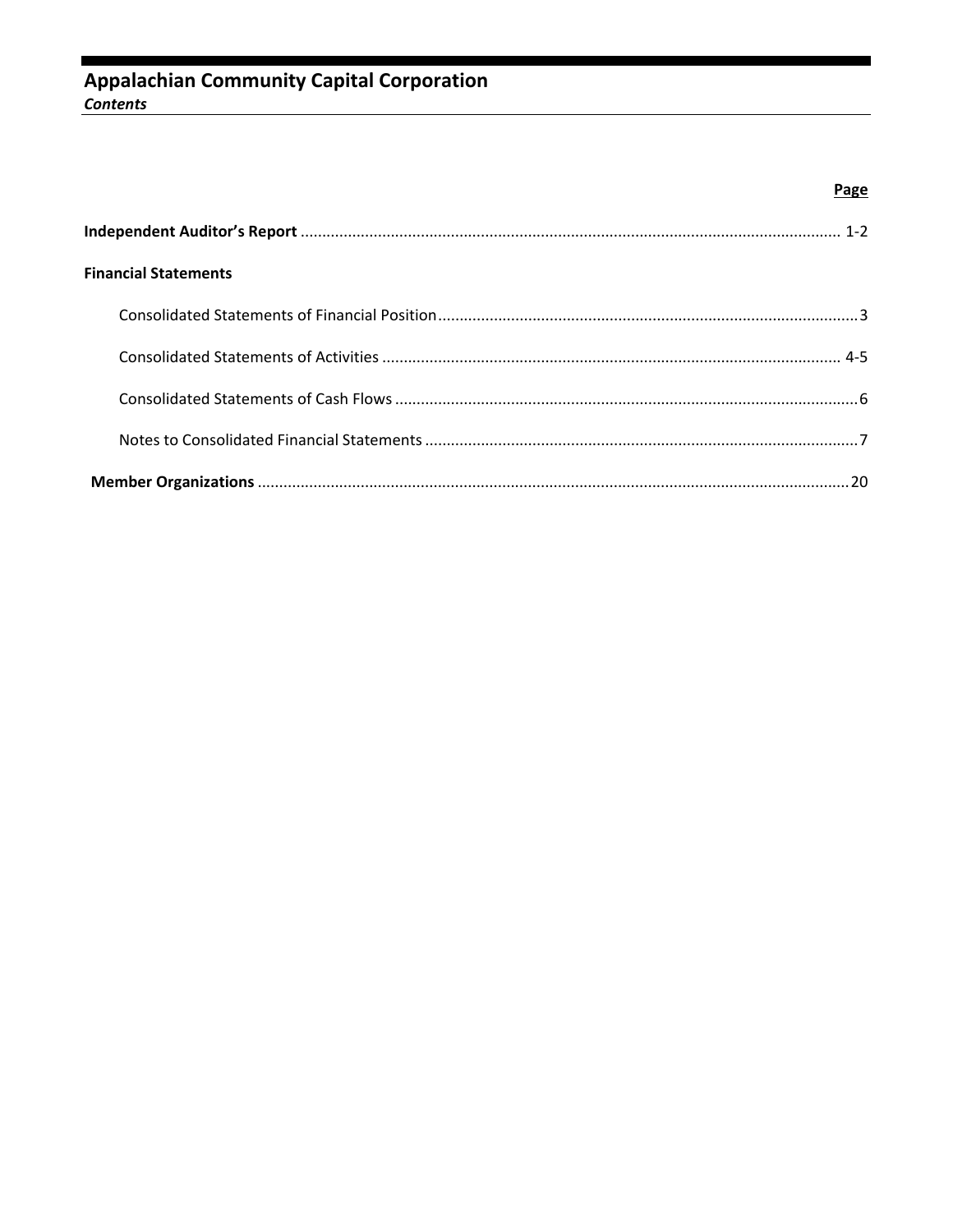# Appalachian Community Capital Corporation

***Contents***

| | Page |
|---|---|
| **Independent Auditor's Report** | 1-2 |
| **Financial Statements** | |
| Consolidated Statements of Financial Position | 3 |
| Consolidated Statements of Activities | 4-5 |
| Consolidated Statements of Cash Flows | 6 |
| Notes to Consolidated Financial Statements | 7 |
| **Member Organizations** | 20 |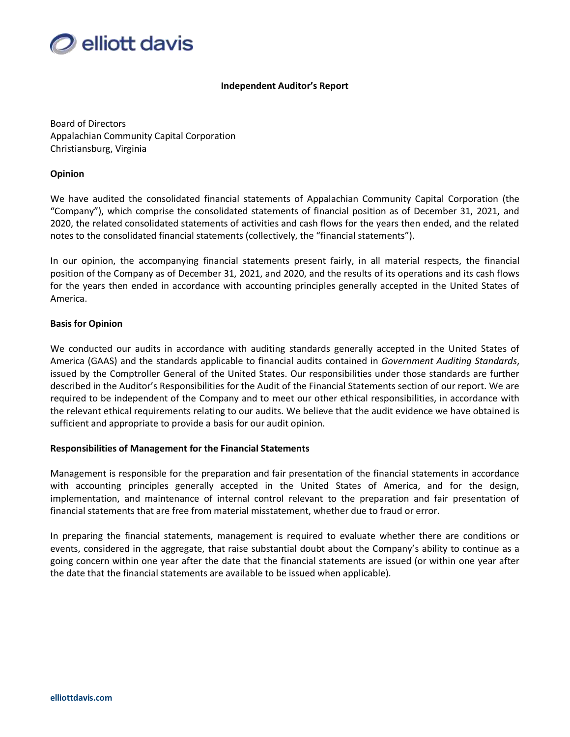**Independent Auditor's Report**

Board of Directors
Appalachian Community Capital Corporation
Christiansburg, Virginia

**Opinion**

We have audited the consolidated financial statements of Appalachian Community Capital Corporation (the "Company"), which comprise the consolidated statements of financial position as of December 31, 2021, and 2020, the related consolidated statements of activities and cash flows for the years then ended, and the related notes to the consolidated financial statements (collectively, the "financial statements").

In our opinion, the accompanying financial statements present fairly, in all material respects, the financial position of the Company as of December 31, 2021, and 2020, and the results of its operations and its cash flows for the years then ended in accordance with accounting principles generally accepted in the United States of America.

**Basis for Opinion**

We conducted our audits in accordance with auditing standards generally accepted in the United States of America (GAAS) and the standards applicable to financial audits contained in *Government Auditing Standards*, issued by the Comptroller General of the United States. Our responsibilities under those standards are further described in the Auditor's Responsibilities for the Audit of the Financial Statements section of our report. We are required to be independent of the Company and to meet our other ethical responsibilities, in accordance with the relevant ethical requirements relating to our audits. We believe that the audit evidence we have obtained is sufficient and appropriate to provide a basis for our audit opinion.

**Responsibilities of Management for the Financial Statements**

Management is responsible for the preparation and fair presentation of the financial statements in accordance with accounting principles generally accepted in the United States of America, and for the design, implementation, and maintenance of internal control relevant to the preparation and fair presentation of financial statements that are free from material misstatement, whether due to fraud or error.

In preparing the financial statements, management is required to evaluate whether there are conditions or events, considered in the aggregate, that raise substantial doubt about the Company's ability to continue as a going concern within one year after the date that the financial statements are issued (or within one year after the date that the financial statements are available to be issued when applicable).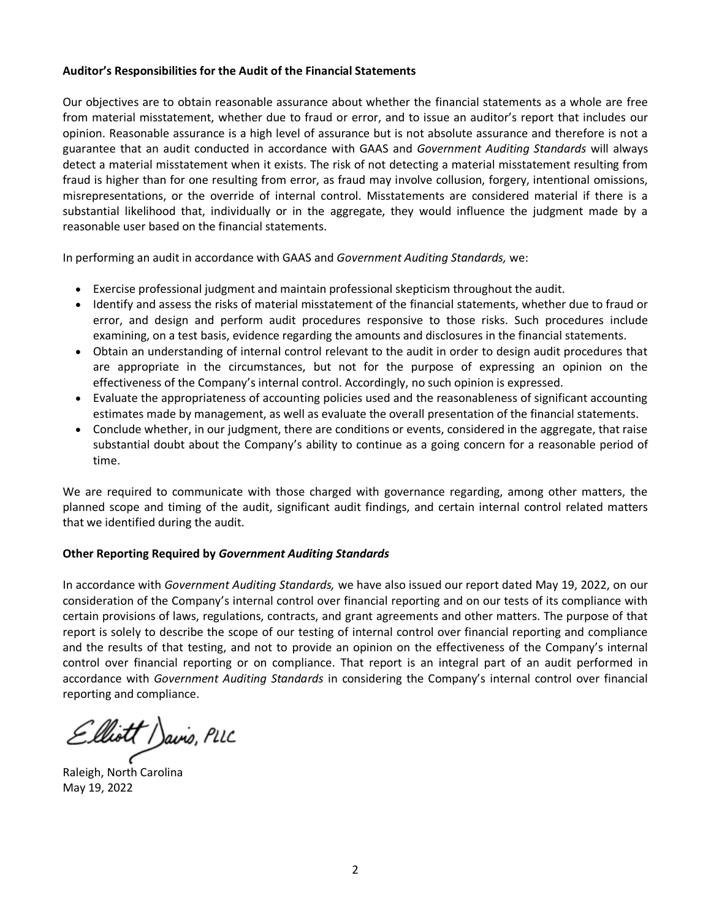**Auditor's Responsibilities for the Audit of the Financial Statements**

Our objectives are to obtain reasonable assurance about whether the financial statements as a whole are free from material misstatement, whether due to fraud or error, and to issue an auditor's report that includes our opinion. Reasonable assurance is a high level of assurance but is not absolute assurance and therefore is not a guarantee that an audit conducted in accordance with GAAS and *Government Auditing Standards* will always detect a material misstatement when it exists. The risk of not detecting a material misstatement resulting from fraud is higher than for one resulting from error, as fraud may involve collusion, forgery, intentional omissions, misrepresentations, or the override of internal control. Misstatements are considered material if there is a substantial likelihood that, individually or in the aggregate, they would influence the judgment made by a reasonable user based on the financial statements.

In performing an audit in accordance with GAAS and *Government Auditing Standards,* we:

- Exercise professional judgment and maintain professional skepticism throughout the audit.
- Identify and assess the risks of material misstatement of the financial statements, whether due to fraud or error, and design and perform audit procedures responsive to those risks. Such procedures include examining, on a test basis, evidence regarding the amounts and disclosures in the financial statements.
- Obtain an understanding of internal control relevant to the audit in order to design audit procedures that are appropriate in the circumstances, but not for the purpose of expressing an opinion on the effectiveness of the Company's internal control. Accordingly, no such opinion is expressed.
- Evaluate the appropriateness of accounting policies used and the reasonableness of significant accounting estimates made by management, as well as evaluate the overall presentation of the financial statements.
- Conclude whether, in our judgment, there are conditions or events, considered in the aggregate, that raise substantial doubt about the Company's ability to continue as a going concern for a reasonable period of time.

We are required to communicate with those charged with governance regarding, among other matters, the planned scope and timing of the audit, significant audit findings, and certain internal control related matters that we identified during the audit.

**Other Reporting Required by *Government Auditing Standards***

In accordance with *Government Auditing Standards,* we have also issued our report dated May 19, 2022, on our consideration of the Company's internal control over financial reporting and on our tests of its compliance with certain provisions of laws, regulations, contracts, and grant agreements and other matters. The purpose of that report is solely to describe the scope of our testing of internal control over financial reporting and compliance and the results of that testing, and not to provide an opinion on the effectiveness of the Company's internal control over financial reporting or on compliance. That report is an integral part of an audit performed in accordance with *Government Auditing Standards* in considering the Company's internal control over financial reporting and compliance.

Elliott Davis, PLLC

Raleigh, North Carolina
May 19, 2022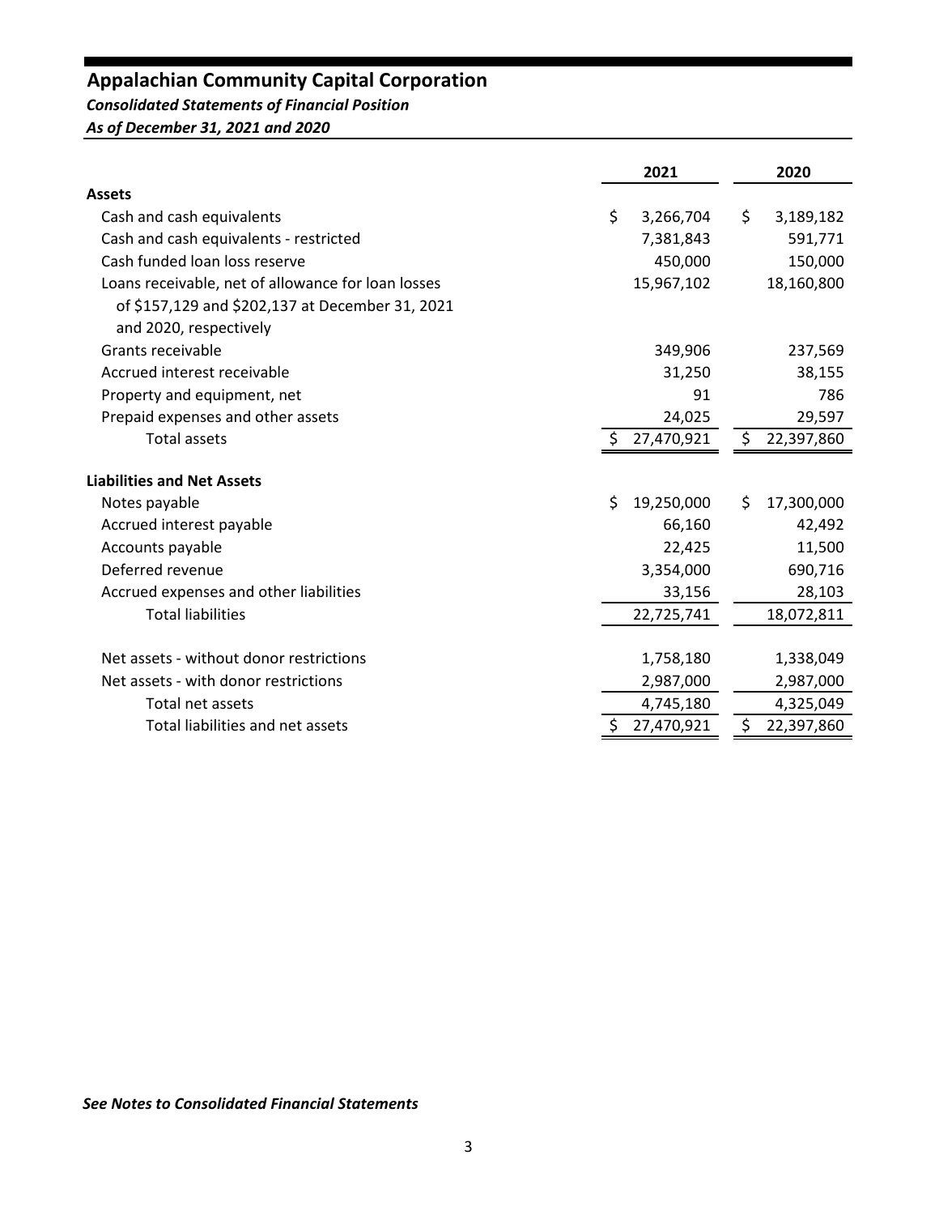# Appalachian Community Capital Corporation

***Consolidated Statements of Financial Position***

***As of December 31, 2021 and 2020***

| | 2021 | 2020 |
|---|---|---|
| **Assets** | | |
| Cash and cash equivalents | $ 3,266,704 | $ 3,189,182 |
| Cash and cash equivalents - restricted | 7,381,843 | 591,771 |
| Cash funded loan loss reserve | 450,000 | 150,000 |
| Loans receivable, net of allowance for loan losses of $157,129 and $202,137 at December 31, 2021 and 2020, respectively | 15,967,102 | 18,160,800 |
| Grants receivable | 349,906 | 237,569 |
| Accrued interest receivable | 31,250 | 38,155 |
| Property and equipment, net | 91 | 786 |
| Prepaid expenses and other assets | 24,025 | 29,597 |
| Total assets | $ 27,470,921 | $ 22,397,860 |
| **Liabilities and Net Assets** | | |
| Notes payable | $ 19,250,000 | $ 17,300,000 |
| Accrued interest payable | 66,160 | 42,492 |
| Accounts payable | 22,425 | 11,500 |
| Deferred revenue | 3,354,000 | 690,716 |
| Accrued expenses and other liabilities | 33,156 | 28,103 |
| Total liabilities | 22,725,741 | 18,072,811 |
| Net assets - without donor restrictions | 1,758,180 | 1,338,049 |
| Net assets - with donor restrictions | 2,987,000 | 2,987,000 |
| Total net assets | 4,745,180 | 4,325,049 |
| Total liabilities and net assets | $ 27,470,921 | $ 22,397,860 |

***See Notes to Consolidated Financial Statements***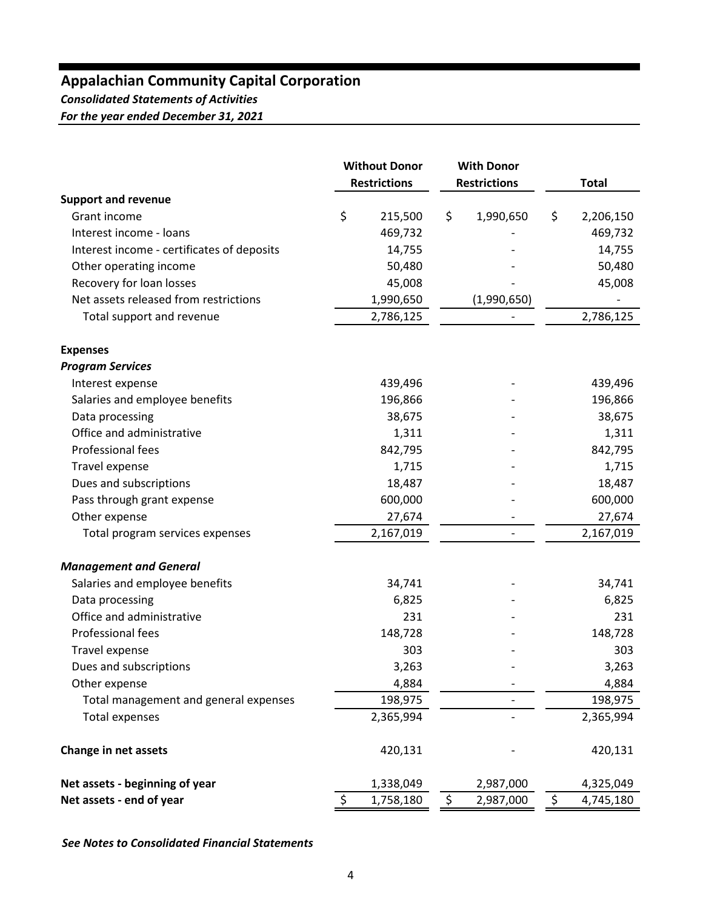# Appalachian Community Capital Corporation

***Consolidated Statements of Activities***

***For the year ended December 31, 2021***

| | Without Donor Restrictions | With Donor Restrictions | Total |
|---|---|---|---|
| **Support and revenue** | | | |
| Grant income | $ 215,500 | $ 1,990,650 | $ 2,206,150 |
| Interest income - loans | 469,732 | - | 469,732 |
| Interest income - certificates of deposits | 14,755 | - | 14,755 |
| Other operating income | 50,480 | - | 50,480 |
| Recovery for loan losses | 45,008 | - | 45,008 |
| Net assets released from restrictions | 1,990,650 | (1,990,650) | - |
| Total support and revenue | 2,786,125 | - | 2,786,125 |
| **Expenses** | | | |
| ***Program Services*** | | | |
| Interest expense | 439,496 | - | 439,496 |
| Salaries and employee benefits | 196,866 | - | 196,866 |
| Data processing | 38,675 | - | 38,675 |
| Office and administrative | 1,311 | - | 1,311 |
| Professional fees | 842,795 | - | 842,795 |
| Travel expense | 1,715 | - | 1,715 |
| Dues and subscriptions | 18,487 | - | 18,487 |
| Pass through grant expense | 600,000 | - | 600,000 |
| Other expense | 27,674 | - | 27,674 |
| Total program services expenses | 2,167,019 | - | 2,167,019 |
| ***Management and General*** | | | |
| Salaries and employee benefits | 34,741 | - | 34,741 |
| Data processing | 6,825 | - | 6,825 |
| Office and administrative | 231 | - | 231 |
| Professional fees | 148,728 | - | 148,728 |
| Travel expense | 303 | - | 303 |
| Dues and subscriptions | 3,263 | - | 3,263 |
| Other expense | 4,884 | - | 4,884 |
| Total management and general expenses | 198,975 | - | 198,975 |
| Total expenses | 2,365,994 | - | 2,365,994 |
| **Change in net assets** | 420,131 | - | 420,131 |
| **Net assets - beginning of year** | 1,338,049 | 2,987,000 | 4,325,049 |
| **Net assets - end of year** | $ 1,758,180 | $ 2,987,000 | $ 4,745,180 |

***See Notes to Consolidated Financial Statements***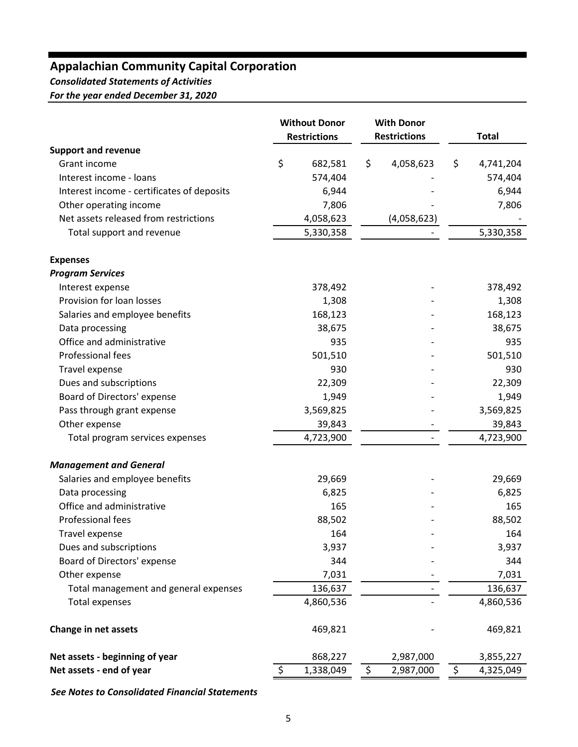# Appalachian Community Capital Corporation

***Consolidated Statements of Activities***

***For the year ended December 31, 2020***

| | Without Donor Restrictions | With Donor Restrictions | Total |
|---|---|---|---|
| **Support and revenue** | | | |
| Grant income | $ 682,581 | $ 4,058,623 | $ 4,741,204 |
| Interest income - loans | 574,404 | - | 574,404 |
| Interest income - certificates of deposits | 6,944 | - | 6,944 |
| Other operating income | 7,806 | - | 7,806 |
| Net assets released from restrictions | 4,058,623 | (4,058,623) | - |
| Total support and revenue | 5,330,358 | - | 5,330,358 |
| **Expenses** | | | |
| ***Program Services*** | | | |
| Interest expense | 378,492 | - | 378,492 |
| Provision for loan losses | 1,308 | - | 1,308 |
| Salaries and employee benefits | 168,123 | - | 168,123 |
| Data processing | 38,675 | - | 38,675 |
| Office and administrative | 935 | - | 935 |
| Professional fees | 501,510 | - | 501,510 |
| Travel expense | 930 | - | 930 |
| Dues and subscriptions | 22,309 | - | 22,309 |
| Board of Directors' expense | 1,949 | - | 1,949 |
| Pass through grant expense | 3,569,825 | - | 3,569,825 |
| Other expense | 39,843 | - | 39,843 |
| Total program services expenses | 4,723,900 | - | 4,723,900 |
| ***Management and General*** | | | |
| Salaries and employee benefits | 29,669 | - | 29,669 |
| Data processing | 6,825 | - | 6,825 |
| Office and administrative | 165 | - | 165 |
| Professional fees | 88,502 | - | 88,502 |
| Travel expense | 164 | - | 164 |
| Dues and subscriptions | 3,937 | - | 3,937 |
| Board of Directors' expense | 344 | - | 344 |
| Other expense | 7,031 | - | 7,031 |
| Total management and general expenses | 136,637 | - | 136,637 |
| Total expenses | 4,860,536 | - | 4,860,536 |
| **Change in net assets** | 469,821 | - | 469,821 |
| **Net assets - beginning of year** | 868,227 | 2,987,000 | 3,855,227 |
| **Net assets - end of year** | $ 1,338,049 | $ 2,987,000 | $ 4,325,049 |

***See Notes to Consolidated Financial Statements***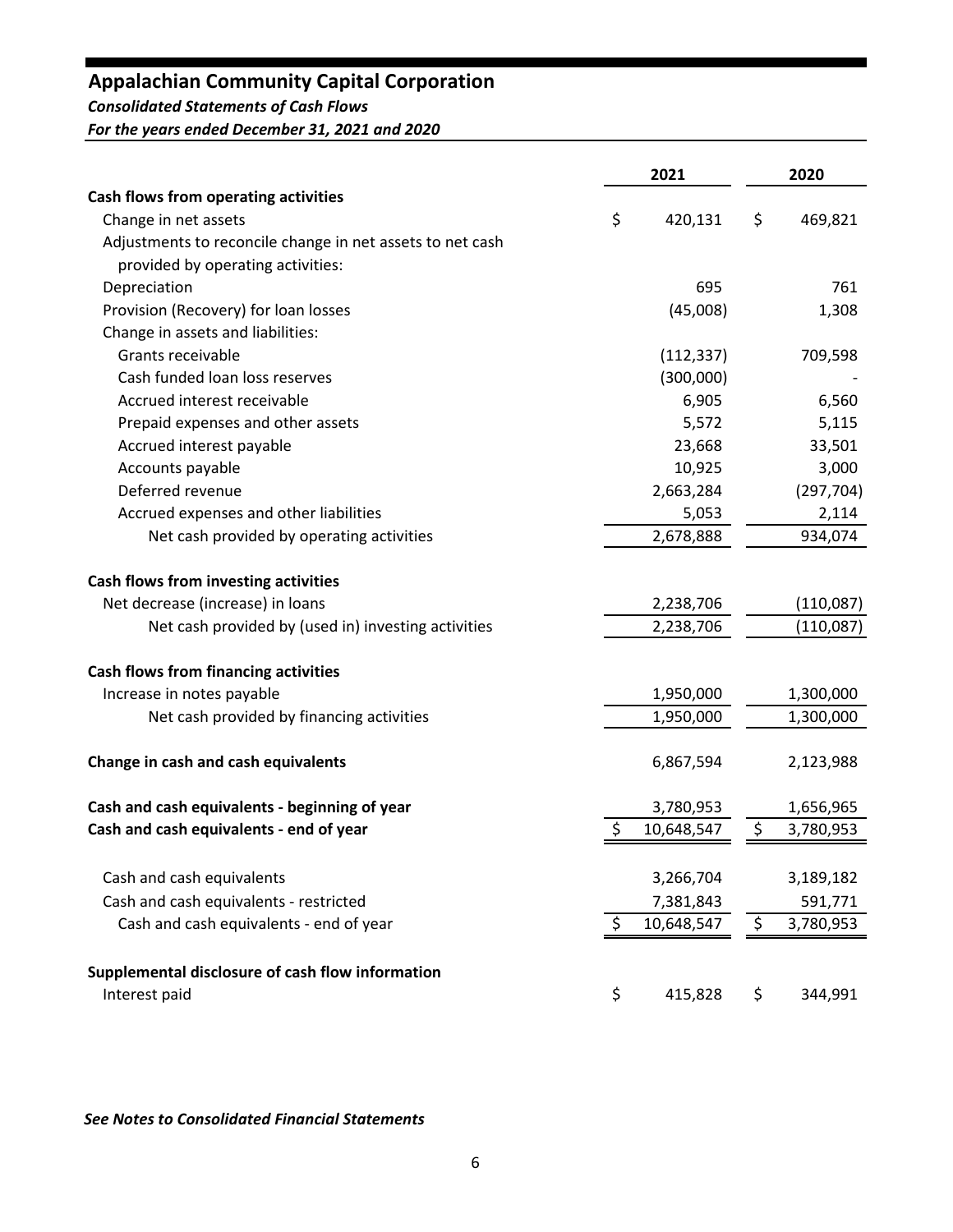# Appalachian Community Capital Corporation

*Consolidated Statements of Cash Flows*

*For the years ended December 31, 2021 and 2020*

| | 2021 | 2020 |
|---|---|---|
| **Cash flows from operating activities** | | |
| Change in net assets | $ 420,131 | $ 469,821 |
| Adjustments to reconcile change in net assets to net cash provided by operating activities: | | |
| Depreciation | 695 | 761 |
| Provision (Recovery) for loan losses | (45,008) | 1,308 |
| Change in assets and liabilities: | | |
| Grants receivable | (112,337) | 709,598 |
| Cash funded loan loss reserves | (300,000) | - |
| Accrued interest receivable | 6,905 | 6,560 |
| Prepaid expenses and other assets | 5,572 | 5,115 |
| Accrued interest payable | 23,668 | 33,501 |
| Accounts payable | 10,925 | 3,000 |
| Deferred revenue | 2,663,284 | (297,704) |
| Accrued expenses and other liabilities | 5,053 | 2,114 |
| Net cash provided by operating activities | 2,678,888 | 934,074 |
| **Cash flows from investing activities** | | |
| Net decrease (increase) in loans | 2,238,706 | (110,087) |
| Net cash provided by (used in) investing activities | 2,238,706 | (110,087) |
| **Cash flows from financing activities** | | |
| Increase in notes payable | 1,950,000 | 1,300,000 |
| Net cash provided by financing activities | 1,950,000 | 1,300,000 |
| **Change in cash and cash equivalents** | 6,867,594 | 2,123,988 |
| **Cash and cash equivalents - beginning of year** | 3,780,953 | 1,656,965 |
| **Cash and cash equivalents - end of year** | $ 10,648,547 | $ 3,780,953 |
| Cash and cash equivalents | 3,266,704 | 3,189,182 |
| Cash and cash equivalents - restricted | 7,381,843 | 591,771 |
| Cash and cash equivalents - end of year | $ 10,648,547 | $ 3,780,953 |
| **Supplemental disclosure of cash flow information** | | |
| Interest paid | $ 415,828 | $ 344,991 |

***See Notes to Consolidated Financial Statements***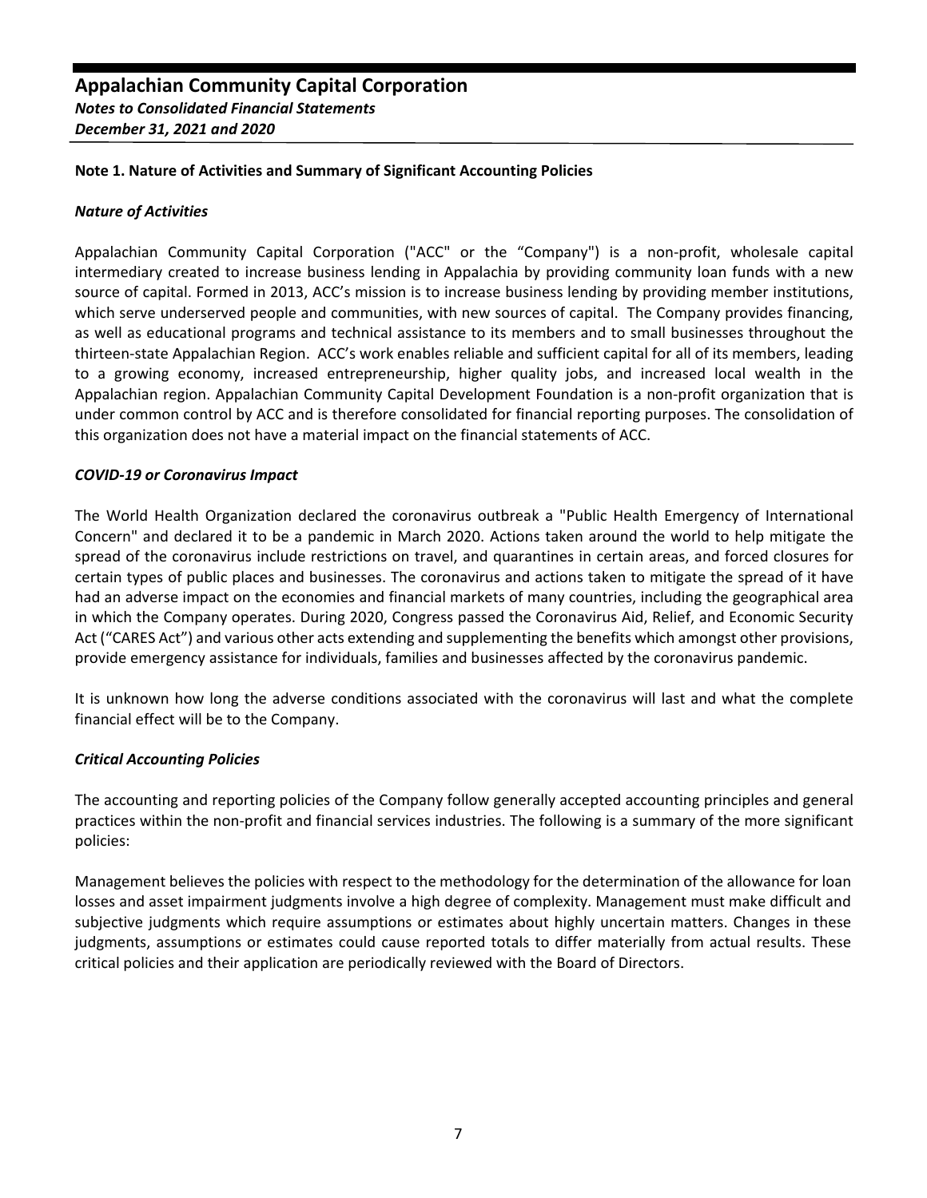**Note 1. Nature of Activities and Summary of Significant Accounting Policies**

***Nature of Activities***

Appalachian Community Capital Corporation ("ACC" or the "Company") is a non-profit, wholesale capital intermediary created to increase business lending in Appalachia by providing community loan funds with a new source of capital. Formed in 2013, ACC's mission is to increase business lending by providing member institutions, which serve underserved people and communities, with new sources of capital. The Company provides financing, as well as educational programs and technical assistance to its members and to small businesses throughout the thirteen-state Appalachian Region. ACC's work enables reliable and sufficient capital for all of its members, leading to a growing economy, increased entrepreneurship, higher quality jobs, and increased local wealth in the Appalachian region. Appalachian Community Capital Development Foundation is a non-profit organization that is under common control by ACC and is therefore consolidated for financial reporting purposes. The consolidation of this organization does not have a material impact on the financial statements of ACC.

***COVID-19 or Coronavirus Impact***

The World Health Organization declared the coronavirus outbreak a "Public Health Emergency of International Concern" and declared it to be a pandemic in March 2020. Actions taken around the world to help mitigate the spread of the coronavirus include restrictions on travel, and quarantines in certain areas, and forced closures for certain types of public places and businesses. The coronavirus and actions taken to mitigate the spread of it have had an adverse impact on the economies and financial markets of many countries, including the geographical area in which the Company operates. During 2020, Congress passed the Coronavirus Aid, Relief, and Economic Security Act ("CARES Act") and various other acts extending and supplementing the benefits which amongst other provisions, provide emergency assistance for individuals, families and businesses affected by the coronavirus pandemic.

It is unknown how long the adverse conditions associated with the coronavirus will last and what the complete financial effect will be to the Company.

***Critical Accounting Policies***

The accounting and reporting policies of the Company follow generally accepted accounting principles and general practices within the non-profit and financial services industries. The following is a summary of the more significant policies:

Management believes the policies with respect to the methodology for the determination of the allowance for loan losses and asset impairment judgments involve a high degree of complexity. Management must make difficult and subjective judgments which require assumptions or estimates about highly uncertain matters. Changes in these judgments, assumptions or estimates could cause reported totals to differ materially from actual results. These critical policies and their application are periodically reviewed with the Board of Directors.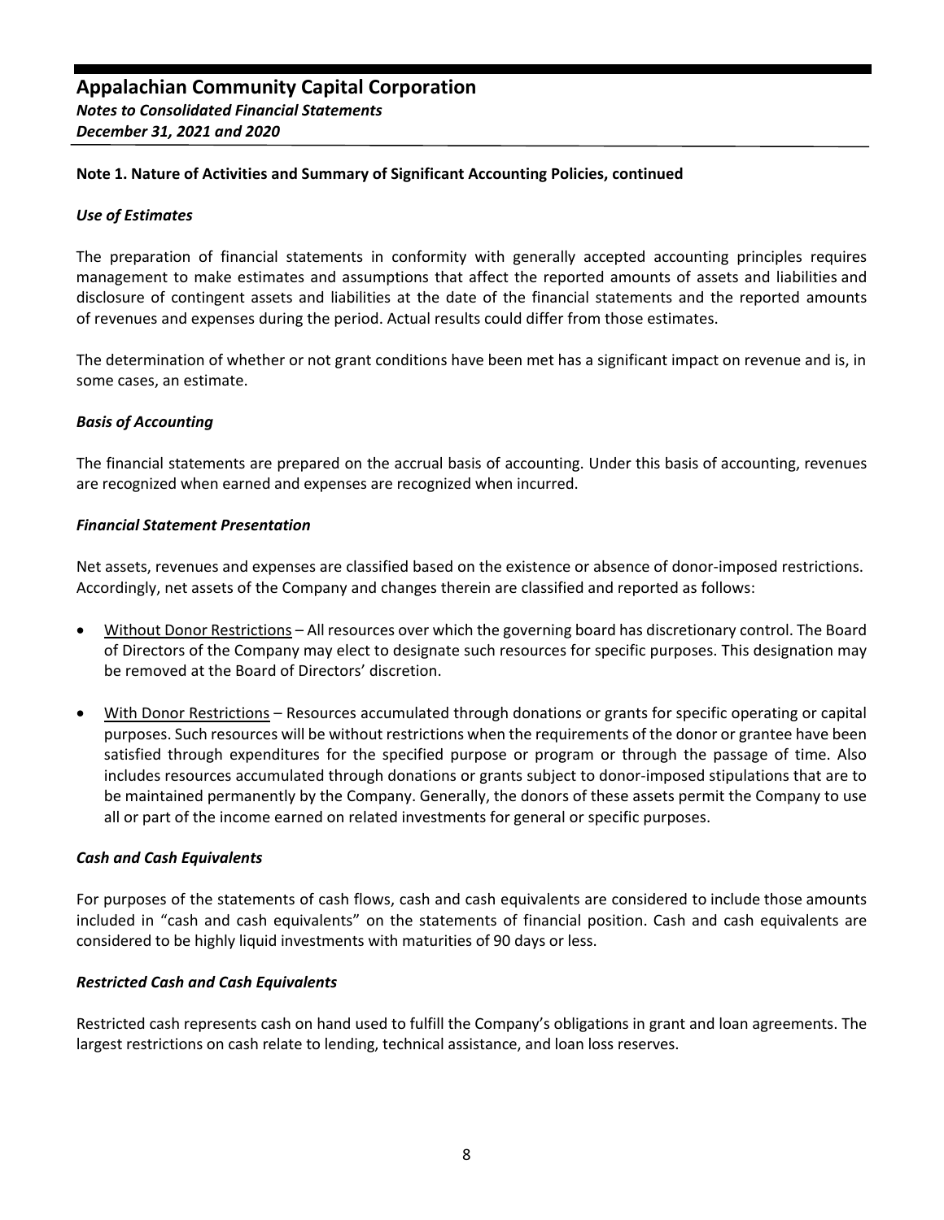## Note 1. Nature of Activities and Summary of Significant Accounting Policies, continued

### *Use of Estimates*

The preparation of financial statements in conformity with generally accepted accounting principles requires management to make estimates and assumptions that affect the reported amounts of assets and liabilities and disclosure of contingent assets and liabilities at the date of the financial statements and the reported amounts of revenues and expenses during the period. Actual results could differ from those estimates.

The determination of whether or not grant conditions have been met has a significant impact on revenue and is, in some cases, an estimate.

### *Basis of Accounting*

The financial statements are prepared on the accrual basis of accounting. Under this basis of accounting, revenues are recognized when earned and expenses are recognized when incurred.

### *Financial Statement Presentation*

Net assets, revenues and expenses are classified based on the existence or absence of donor-imposed restrictions. Accordingly, net assets of the Company and changes therein are classified and reported as follows:

- Without Donor Restrictions – All resources over which the governing board has discretionary control. The Board of Directors of the Company may elect to designate such resources for specific purposes. This designation may be removed at the Board of Directors' discretion.
- With Donor Restrictions – Resources accumulated through donations or grants for specific operating or capital purposes. Such resources will be without restrictions when the requirements of the donor or grantee have been satisfied through expenditures for the specified purpose or program or through the passage of time. Also includes resources accumulated through donations or grants subject to donor-imposed stipulations that are to be maintained permanently by the Company. Generally, the donors of these assets permit the Company to use all or part of the income earned on related investments for general or specific purposes.

### *Cash and Cash Equivalents*

For purposes of the statements of cash flows, cash and cash equivalents are considered to include those amounts included in "cash and cash equivalents" on the statements of financial position. Cash and cash equivalents are considered to be highly liquid investments with maturities of 90 days or less.

### *Restricted Cash and Cash Equivalents*

Restricted cash represents cash on hand used to fulfill the Company's obligations in grant and loan agreements. The largest restrictions on cash relate to lending, technical assistance, and loan loss reserves.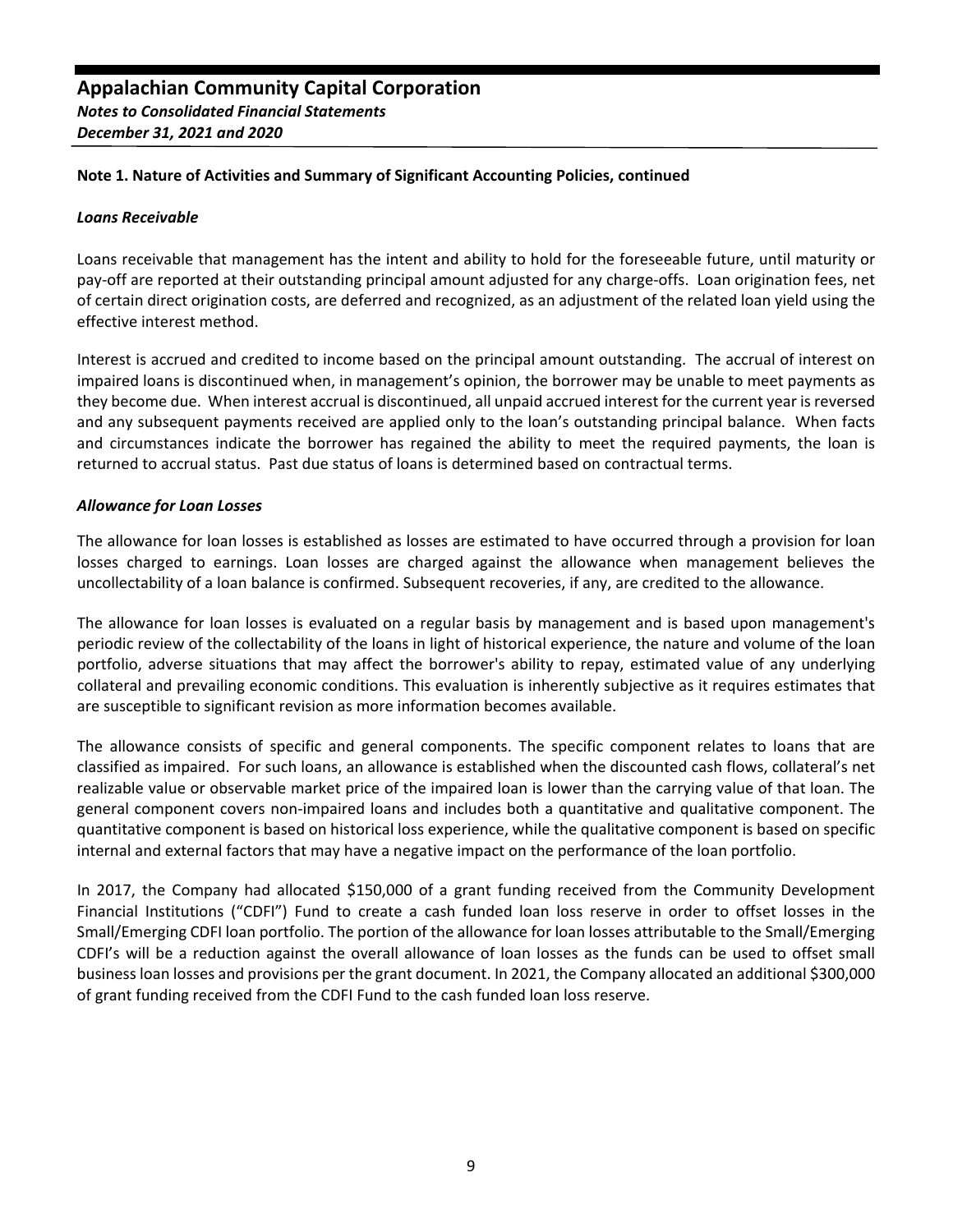## Note 1. Nature of Activities and Summary of Significant Accounting Policies, continued

### *Loans Receivable*

Loans receivable that management has the intent and ability to hold for the foreseeable future, until maturity or pay-off are reported at their outstanding principal amount adjusted for any charge-offs. Loan origination fees, net of certain direct origination costs, are deferred and recognized, as an adjustment of the related loan yield using the effective interest method.

Interest is accrued and credited to income based on the principal amount outstanding. The accrual of interest on impaired loans is discontinued when, in management's opinion, the borrower may be unable to meet payments as they become due. When interest accrual is discontinued, all unpaid accrued interest for the current year is reversed and any subsequent payments received are applied only to the loan's outstanding principal balance. When facts and circumstances indicate the borrower has regained the ability to meet the required payments, the loan is returned to accrual status. Past due status of loans is determined based on contractual terms.

### *Allowance for Loan Losses*

The allowance for loan losses is established as losses are estimated to have occurred through a provision for loan losses charged to earnings. Loan losses are charged against the allowance when management believes the uncollectability of a loan balance is confirmed. Subsequent recoveries, if any, are credited to the allowance.

The allowance for loan losses is evaluated on a regular basis by management and is based upon management's periodic review of the collectability of the loans in light of historical experience, the nature and volume of the loan portfolio, adverse situations that may affect the borrower's ability to repay, estimated value of any underlying collateral and prevailing economic conditions. This evaluation is inherently subjective as it requires estimates that are susceptible to significant revision as more information becomes available.

The allowance consists of specific and general components. The specific component relates to loans that are classified as impaired. For such loans, an allowance is established when the discounted cash flows, collateral's net realizable value or observable market price of the impaired loan is lower than the carrying value of that loan. The general component covers non-impaired loans and includes both a quantitative and qualitative component. The quantitative component is based on historical loss experience, while the qualitative component is based on specific internal and external factors that may have a negative impact on the performance of the loan portfolio.

In 2017, the Company had allocated $150,000 of a grant funding received from the Community Development Financial Institutions ("CDFI") Fund to create a cash funded loan loss reserve in order to offset losses in the Small/Emerging CDFI loan portfolio. The portion of the allowance for loan losses attributable to the Small/Emerging CDFI's will be a reduction against the overall allowance of loan losses as the funds can be used to offset small business loan losses and provisions per the grant document. In 2021, the Company allocated an additional $300,000 of grant funding received from the CDFI Fund to the cash funded loan loss reserve.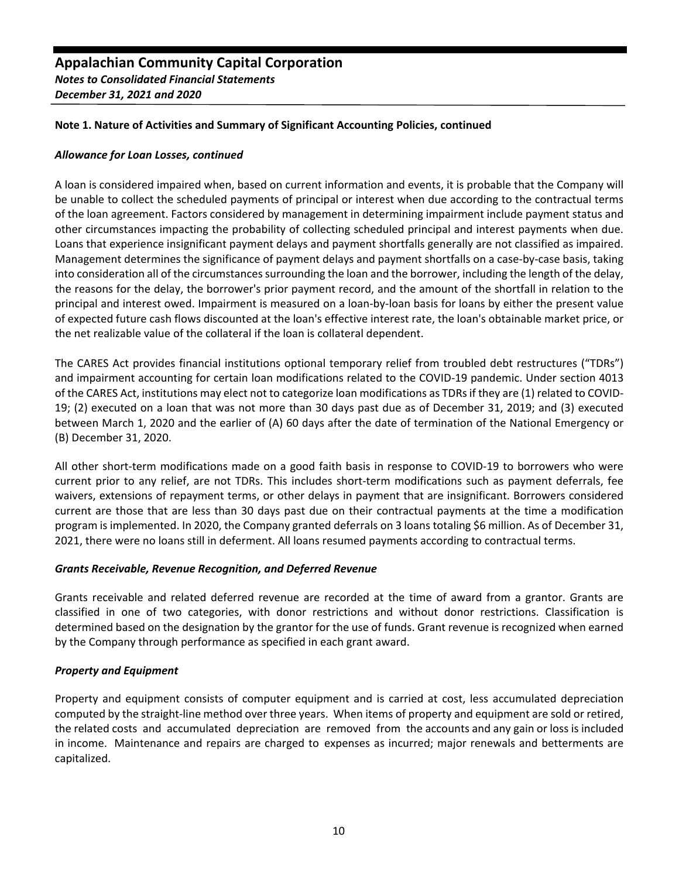## Note 1. Nature of Activities and Summary of Significant Accounting Policies, continued

### *Allowance for Loan Losses, continued*

A loan is considered impaired when, based on current information and events, it is probable that the Company will be unable to collect the scheduled payments of principal or interest when due according to the contractual terms of the loan agreement. Factors considered by management in determining impairment include payment status and other circumstances impacting the probability of collecting scheduled principal and interest payments when due. Loans that experience insignificant payment delays and payment shortfalls generally are not classified as impaired. Management determines the significance of payment delays and payment shortfalls on a case-by-case basis, taking into consideration all of the circumstances surrounding the loan and the borrower, including the length of the delay, the reasons for the delay, the borrower's prior payment record, and the amount of the shortfall in relation to the principal and interest owed. Impairment is measured on a loan-by-loan basis for loans by either the present value of expected future cash flows discounted at the loan's effective interest rate, the loan's obtainable market price, or the net realizable value of the collateral if the loan is collateral dependent.

The CARES Act provides financial institutions optional temporary relief from troubled debt restructures ("TDRs") and impairment accounting for certain loan modifications related to the COVID-19 pandemic. Under section 4013 of the CARES Act, institutions may elect not to categorize loan modifications as TDRs if they are (1) related to COVID-19; (2) executed on a loan that was not more than 30 days past due as of December 31, 2019; and (3) executed between March 1, 2020 and the earlier of (A) 60 days after the date of termination of the National Emergency or (B) December 31, 2020.

All other short-term modifications made on a good faith basis in response to COVID-19 to borrowers who were current prior to any relief, are not TDRs. This includes short-term modifications such as payment deferrals, fee waivers, extensions of repayment terms, or other delays in payment that are insignificant. Borrowers considered current are those that are less than 30 days past due on their contractual payments at the time a modification program is implemented. In 2020, the Company granted deferrals on 3 loans totaling $6 million. As of December 31, 2021, there were no loans still in deferment. All loans resumed payments according to contractual terms.

### *Grants Receivable, Revenue Recognition, and Deferred Revenue*

Grants receivable and related deferred revenue are recorded at the time of award from a grantor. Grants are classified in one of two categories, with donor restrictions and without donor restrictions. Classification is determined based on the designation by the grantor for the use of funds. Grant revenue is recognized when earned by the Company through performance as specified in each grant award.

### *Property and Equipment*

Property and equipment consists of computer equipment and is carried at cost, less accumulated depreciation computed by the straight-line method over three years. When items of property and equipment are sold or retired, the related costs and accumulated depreciation are removed from the accounts and any gain or loss is included in income. Maintenance and repairs are charged to expenses as incurred; major renewals and betterments are capitalized.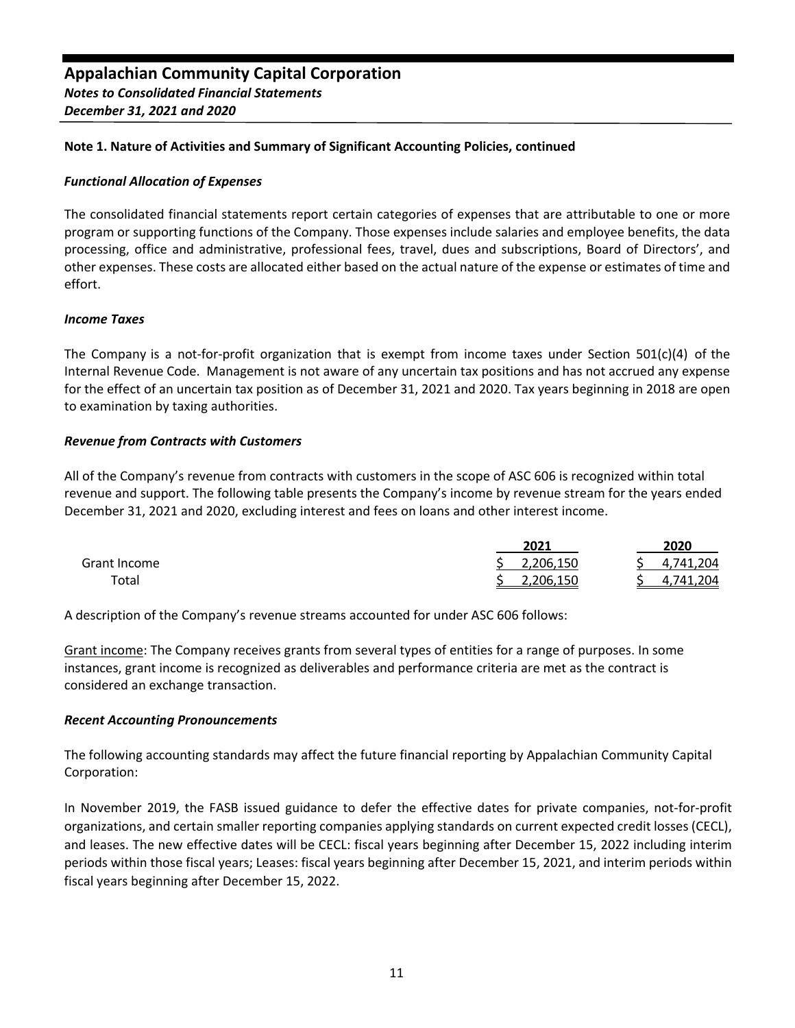## Note 1. Nature of Activities and Summary of Significant Accounting Policies, continued

### *Functional Allocation of Expenses*

The consolidated financial statements report certain categories of expenses that are attributable to one or more program or supporting functions of the Company. Those expenses include salaries and employee benefits, the data processing, office and administrative, professional fees, travel, dues and subscriptions, Board of Directors', and other expenses. These costs are allocated either based on the actual nature of the expense or estimates of time and effort.

### *Income Taxes*

The Company is a not-for-profit organization that is exempt from income taxes under Section 501(c)(4) of the Internal Revenue Code. Management is not aware of any uncertain tax positions and has not accrued any expense for the effect of an uncertain tax position as of December 31, 2021 and 2020. Tax years beginning in 2018 are open to examination by taxing authorities.

### *Revenue from Contracts with Customers*

All of the Company's revenue from contracts with customers in the scope of ASC 606 is recognized within total revenue and support. The following table presents the Company's income by revenue stream for the years ended December 31, 2021 and 2020, excluding interest and fees on loans and other interest income.

| | 2021 | 2020 |
|---|---|---|
| Grant Income | $ 2,206,150 | $ 4,741,204 |
| Total | $ 2,206,150 | $ 4,741,204 |

A description of the Company's revenue streams accounted for under ASC 606 follows:

Grant income: The Company receives grants from several types of entities for a range of purposes. In some instances, grant income is recognized as deliverables and performance criteria are met as the contract is considered an exchange transaction.

### *Recent Accounting Pronouncements*

The following accounting standards may affect the future financial reporting by Appalachian Community Capital Corporation:

In November 2019, the FASB issued guidance to defer the effective dates for private companies, not-for-profit organizations, and certain smaller reporting companies applying standards on current expected credit losses (CECL), and leases. The new effective dates will be CECL: fiscal years beginning after December 15, 2022 including interim periods within those fiscal years; Leases: fiscal years beginning after December 15, 2021, and interim periods within fiscal years beginning after December 15, 2022.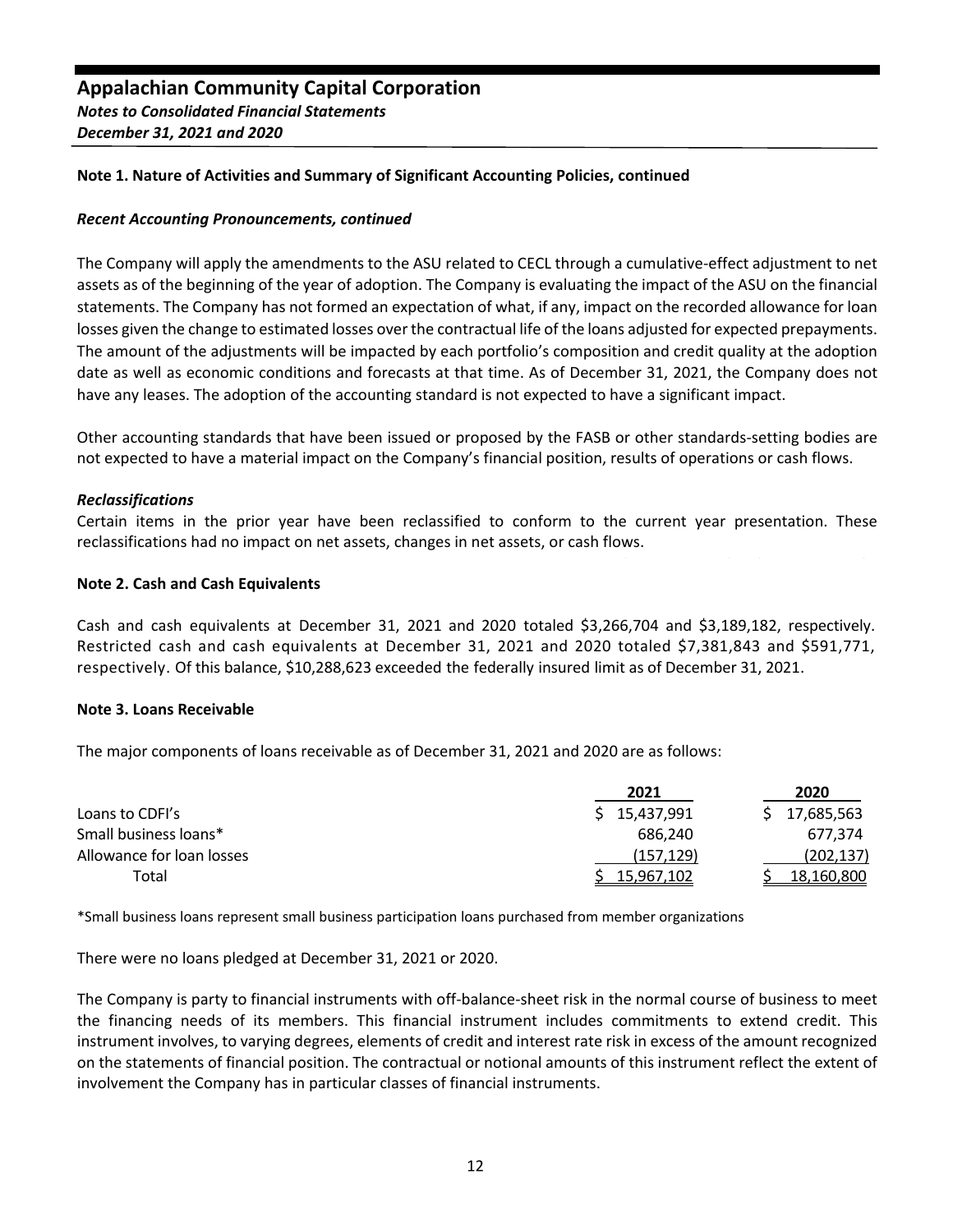**Note 1. Nature of Activities and Summary of Significant Accounting Policies, continued**

***Recent Accounting Pronouncements, continued***

The Company will apply the amendments to the ASU related to CECL through a cumulative-effect adjustment to net assets as of the beginning of the year of adoption. The Company is evaluating the impact of the ASU on the financial statements. The Company has not formed an expectation of what, if any, impact on the recorded allowance for loan losses given the change to estimated losses over the contractual life of the loans adjusted for expected prepayments. The amount of the adjustments will be impacted by each portfolio's composition and credit quality at the adoption date as well as economic conditions and forecasts at that time. As of December 31, 2021, the Company does not have any leases. The adoption of the accounting standard is not expected to have a significant impact.

Other accounting standards that have been issued or proposed by the FASB or other standards-setting bodies are not expected to have a material impact on the Company's financial position, results of operations or cash flows.

***Reclassifications***

Certain items in the prior year have been reclassified to conform to the current year presentation. These reclassifications had no impact on net assets, changes in net assets, or cash flows.

**Note 2. Cash and Cash Equivalents**

Cash and cash equivalents at December 31, 2021 and 2020 totaled $3,266,704 and $3,189,182, respectively. Restricted cash and cash equivalents at December 31, 2021 and 2020 totaled $7,381,843 and $591,771, respectively. Of this balance, $10,288,623 exceeded the federally insured limit as of December 31, 2021.

**Note 3. Loans Receivable**

The major components of loans receivable as of December 31, 2021 and 2020 are as follows:

| | 2021 | 2020 |
|---|---|---|
| Loans to CDFI's | $ 15,437,991 | $ 17,685,563 |
| Small business loans* | 686,240 | 677,374 |
| Allowance for loan losses | (157,129) | (202,137) |
| Total | $ 15,967,102 | $ 18,160,800 |

*Small business loans represent small business participation loans purchased from member organizations

There were no loans pledged at December 31, 2021 or 2020.

The Company is party to financial instruments with off-balance-sheet risk in the normal course of business to meet the financing needs of its members. This financial instrument includes commitments to extend credit. This instrument involves, to varying degrees, elements of credit and interest rate risk in excess of the amount recognized on the statements of financial position. The contractual or notional amounts of this instrument reflect the extent of involvement the Company has in particular classes of financial instruments.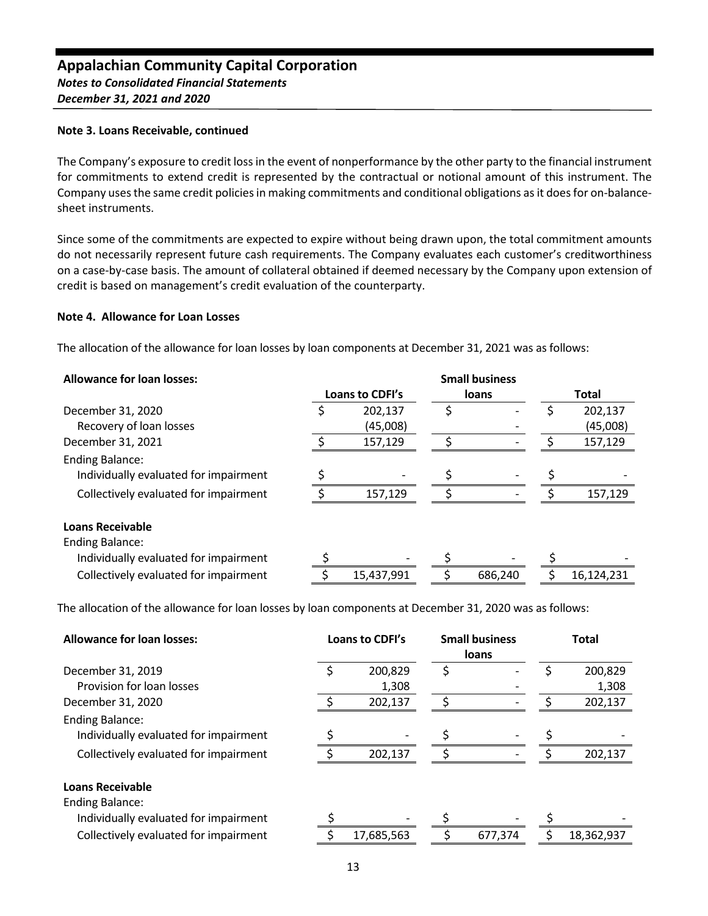## Note 3. Loans Receivable, continued

The Company's exposure to credit loss in the event of nonperformance by the other party to the financial instrument for commitments to extend credit is represented by the contractual or notional amount of this instrument. The Company uses the same credit policies in making commitments and conditional obligations as it does for on-balance-sheet instruments.

Since some of the commitments are expected to expire without being drawn upon, the total commitment amounts do not necessarily represent future cash requirements. The Company evaluates each customer's creditworthiness on a case-by-case basis. The amount of collateral obtained if deemed necessary by the Company upon extension of credit is based on management's credit evaluation of the counterparty.

## Note 4. Allowance for Loan Losses

The allocation of the allowance for loan losses by loan components at December 31, 2021 was as follows:

| **Allowance for loan losses:** | Loans to CDFI's | Small business loans | Total |
|---|---|---|---|
| December 31, 2020 | $ 202,137 | $ - | $ 202,137 |
| Recovery of loan losses | (45,008) | - | (45,008) |
| December 31, 2021 | $ 157,129 | $ - | $ 157,129 |
| Ending Balance: | | | |
| Individually evaluated for impairment | $ - | $ - | $ - |
| Collectively evaluated for impairment | $ 157,129 | $ - | $ 157,129 |
| **Loans Receivable** | | | |
| Ending Balance: | | | |
| Individually evaluated for impairment | $ - | $ - | $ - |
| Collectively evaluated for impairment | $ 15,437,991 | $ 686,240 | $ 16,124,231 |

The allocation of the allowance for loan losses by loan components at December 31, 2020 was as follows:

| **Allowance for loan losses:** | Loans to CDFI's | Small business loans | Total |
|---|---|---|---|
| December 31, 2019 | $ 200,829 | $ - | $ 200,829 |
| Provision for loan losses | 1,308 | - | 1,308 |
| December 31, 2020 | $ 202,137 | $ - | $ 202,137 |
| Ending Balance: | | | |
| Individually evaluated for impairment | $ - | $ - | $ - |
| Collectively evaluated for impairment | $ 202,137 | $ - | $ 202,137 |
| **Loans Receivable** | | | |
| Ending Balance: | | | |
| Individually evaluated for impairment | $ - | $ - | $ - |
| Collectively evaluated for impairment | $ 17,685,563 | $ 677,374 | $ 18,362,937 |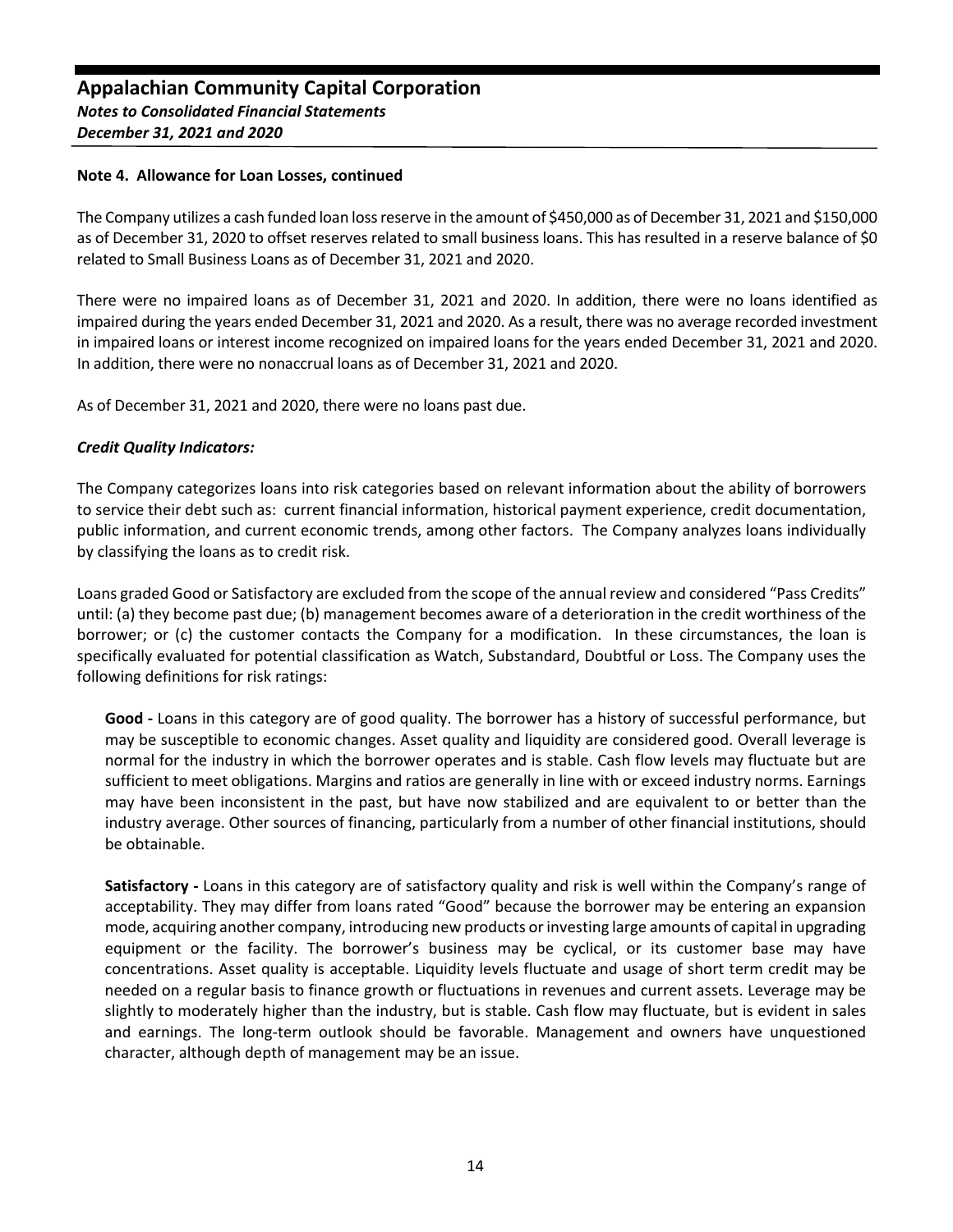**Note 4. Allowance for Loan Losses, continued**

The Company utilizes a cash funded loan loss reserve in the amount of $450,000 as of December 31, 2021 and $150,000 as of December 31, 2020 to offset reserves related to small business loans. This has resulted in a reserve balance of $0 related to Small Business Loans as of December 31, 2021 and 2020.

There were no impaired loans as of December 31, 2021 and 2020. In addition, there were no loans identified as impaired during the years ended December 31, 2021 and 2020. As a result, there was no average recorded investment in impaired loans or interest income recognized on impaired loans for the years ended December 31, 2021 and 2020. In addition, there were no nonaccrual loans as of December 31, 2021 and 2020.

As of December 31, 2021 and 2020, there were no loans past due.

***Credit Quality Indicators:***

The Company categorizes loans into risk categories based on relevant information about the ability of borrowers to service their debt such as: current financial information, historical payment experience, credit documentation, public information, and current economic trends, among other factors. The Company analyzes loans individually by classifying the loans as to credit risk.

Loans graded Good or Satisfactory are excluded from the scope of the annual review and considered "Pass Credits" until: (a) they become past due; (b) management becomes aware of a deterioration in the credit worthiness of the borrower; or (c) the customer contacts the Company for a modification. In these circumstances, the loan is specifically evaluated for potential classification as Watch, Substandard, Doubtful or Loss. The Company uses the following definitions for risk ratings:

**Good -** Loans in this category are of good quality. The borrower has a history of successful performance, but may be susceptible to economic changes. Asset quality and liquidity are considered good. Overall leverage is normal for the industry in which the borrower operates and is stable. Cash flow levels may fluctuate but are sufficient to meet obligations. Margins and ratios are generally in line with or exceed industry norms. Earnings may have been inconsistent in the past, but have now stabilized and are equivalent to or better than the industry average. Other sources of financing, particularly from a number of other financial institutions, should be obtainable.

**Satisfactory -** Loans in this category are of satisfactory quality and risk is well within the Company's range of acceptability. They may differ from loans rated "Good" because the borrower may be entering an expansion mode, acquiring another company, introducing new products or investing large amounts of capital in upgrading equipment or the facility. The borrower's business may be cyclical, or its customer base may have concentrations. Asset quality is acceptable. Liquidity levels fluctuate and usage of short term credit may be needed on a regular basis to finance growth or fluctuations in revenues and current assets. Leverage may be slightly to moderately higher than the industry, but is stable. Cash flow may fluctuate, but is evident in sales and earnings. The long-term outlook should be favorable. Management and owners have unquestioned character, although depth of management may be an issue.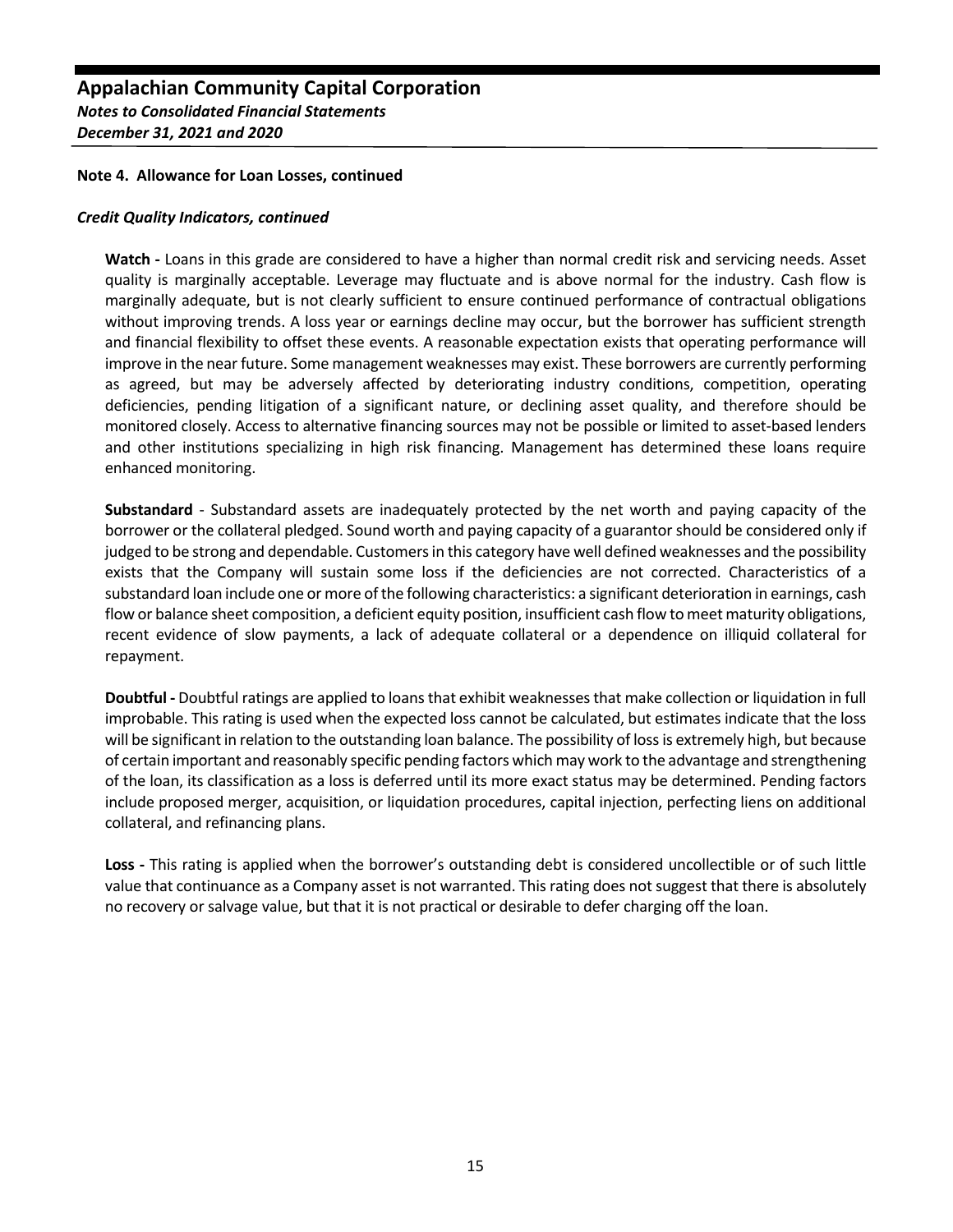### Note 4. Allowance for Loan Losses, continued

***Credit Quality Indicators, continued***

**Watch -** Loans in this grade are considered to have a higher than normal credit risk and servicing needs. Asset quality is marginally acceptable. Leverage may fluctuate and is above normal for the industry. Cash flow is marginally adequate, but is not clearly sufficient to ensure continued performance of contractual obligations without improving trends. A loss year or earnings decline may occur, but the borrower has sufficient strength and financial flexibility to offset these events. A reasonable expectation exists that operating performance will improve in the near future. Some management weaknesses may exist. These borrowers are currently performing as agreed, but may be adversely affected by deteriorating industry conditions, competition, operating deficiencies, pending litigation of a significant nature, or declining asset quality, and therefore should be monitored closely. Access to alternative financing sources may not be possible or limited to asset-based lenders and other institutions specializing in high risk financing. Management has determined these loans require enhanced monitoring.

**Substandard** - Substandard assets are inadequately protected by the net worth and paying capacity of the borrower or the collateral pledged. Sound worth and paying capacity of a guarantor should be considered only if judged to be strong and dependable. Customers in this category have well defined weaknesses and the possibility exists that the Company will sustain some loss if the deficiencies are not corrected. Characteristics of a substandard loan include one or more of the following characteristics: a significant deterioration in earnings, cash flow or balance sheet composition, a deficient equity position, insufficient cash flow to meet maturity obligations, recent evidence of slow payments, a lack of adequate collateral or a dependence on illiquid collateral for repayment.

**Doubtful -** Doubtful ratings are applied to loans that exhibit weaknesses that make collection or liquidation in full improbable. This rating is used when the expected loss cannot be calculated, but estimates indicate that the loss will be significant in relation to the outstanding loan balance. The possibility of loss is extremely high, but because of certain important and reasonably specific pending factors which may work to the advantage and strengthening of the loan, its classification as a loss is deferred until its more exact status may be determined. Pending factors include proposed merger, acquisition, or liquidation procedures, capital injection, perfecting liens on additional collateral, and refinancing plans.

**Loss -** This rating is applied when the borrower's outstanding debt is considered uncollectible or of such little value that continuance as a Company asset is not warranted. This rating does not suggest that there is absolutely no recovery or salvage value, but that it is not practical or desirable to defer charging off the loan.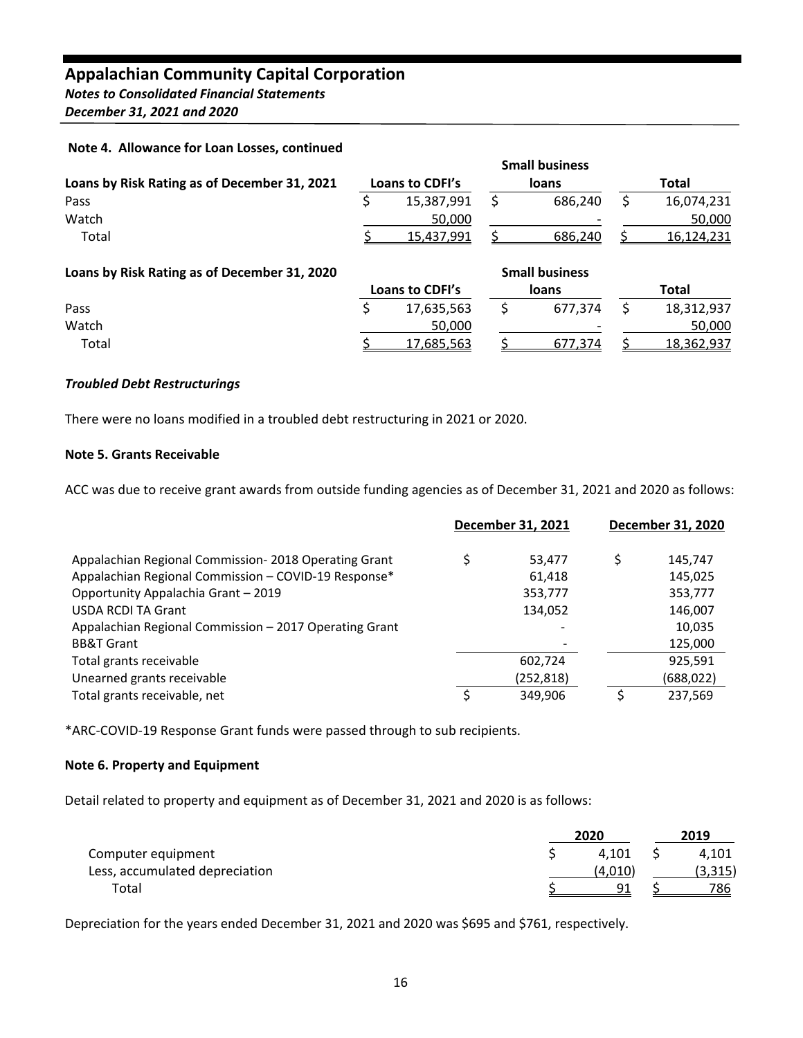## Note 4. Allowance for Loan Losses, continued

| Loans by Risk Rating as of December 31, 2021 | Loans to CDFI's | Small business loans | Total |
|---|---|---|---|
| Pass | $ 15,387,991 | $ 686,240 | $ 16,074,231 |
| Watch | 50,000 | - | 50,000 |
| Total | $ 15,437,991 | $ 686,240 | $ 16,124,231 |

| Loans by Risk Rating as of December 31, 2020 | Loans to CDFI's | Small business loans | Total |
|---|---|---|---|
| Pass | $ 17,635,563 | $ 677,374 | $ 18,312,937 |
| Watch | 50,000 | - | 50,000 |
| Total | $ 17,685,563 | $ 677,374 | $ 18,362,937 |

### *Troubled Debt Restructurings*

There were no loans modified in a troubled debt restructuring in 2021 or 2020.

## Note 5. Grants Receivable

ACC was due to receive grant awards from outside funding agencies as of December 31, 2021 and 2020 as follows:

| | December 31, 2021 | December 31, 2020 |
|---|---|---|
| Appalachian Regional Commission- 2018 Operating Grant | $ 53,477 | $ 145,747 |
| Appalachian Regional Commission – COVID-19 Response* | 61,418 | 145,025 |
| Opportunity Appalachia Grant – 2019 | 353,777 | 353,777 |
| USDA RCDI TA Grant | 134,052 | 146,007 |
| Appalachian Regional Commission – 2017 Operating Grant | - | 10,035 |
| BB&T Grant | - | 125,000 |
| Total grants receivable | 602,724 | 925,591 |
| Unearned grants receivable | (252,818) | (688,022) |
| Total grants receivable, net | $ 349,906 | $ 237,569 |

*ARC-COVID-19 Response Grant funds were passed through to sub recipients.

## Note 6. Property and Equipment

Detail related to property and equipment as of December 31, 2021 and 2020 is as follows:

| | 2020 | 2019 |
|---|---|---|
| Computer equipment | $ 4,101 | $ 4,101 |
| Less, accumulated depreciation | (4,010) | (3,315) |
| Total | $ 91 | $ 786 |

Depreciation for the years ended December 31, 2021 and 2020 was $695 and $761, respectively.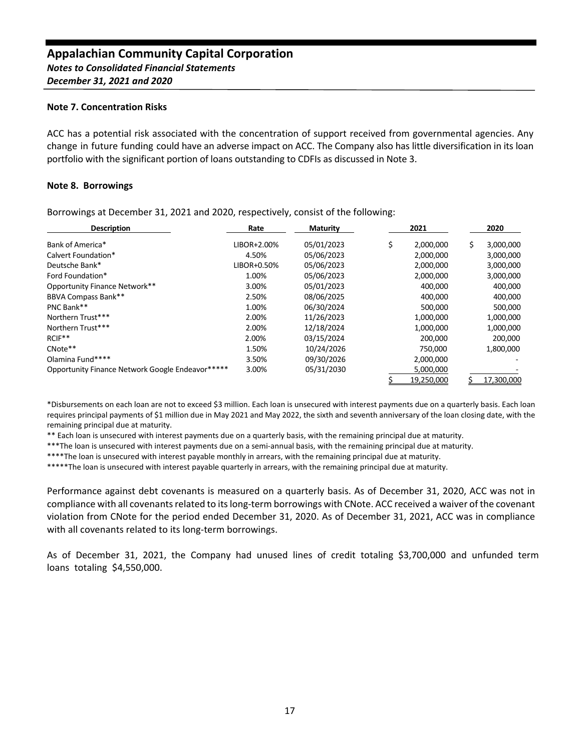## Appalachian Community Capital Corporation

***Notes to Consolidated Financial Statements***

***December 31, 2021 and 2020***

### Note 7. Concentration Risks

ACC has a potential risk associated with the concentration of support received from governmental agencies. Any change in future funding could have an adverse impact on ACC. The Company also has little diversification in its loan portfolio with the significant portion of loans outstanding to CDFIs as discussed in Note 3.

### Note 8. Borrowings

Borrowings at December 31, 2021 and 2020, respectively, consist of the following:

| Description | Rate | Maturity | 2021 | 2020 |
|---|---|---|---|---|
| Bank of America* | LIBOR+2.00% | 05/01/2023 | $ 2,000,000 | $ 3,000,000 |
| Calvert Foundation* | 4.50% | 05/06/2023 | 2,000,000 | 3,000,000 |
| Deutsche Bank* | LIBOR+0.50% | 05/06/2023 | 2,000,000 | 3,000,000 |
| Ford Foundation* | 1.00% | 05/06/2023 | 2,000,000 | 3,000,000 |
| Opportunity Finance Network** | 3.00% | 05/01/2023 | 400,000 | 400,000 |
| BBVA Compass Bank** | 2.50% | 08/06/2025 | 400,000 | 400,000 |
| PNC Bank** | 1.00% | 06/30/2024 | 500,000 | 500,000 |
| Northern Trust*** | 2.00% | 11/26/2023 | 1,000,000 | 1,000,000 |
| Northern Trust*** | 2.00% | 12/18/2024 | 1,000,000 | 1,000,000 |
| RCIF** | 2.00% | 03/15/2024 | 200,000 | 200,000 |
| CNote** | 1.50% | 10/24/2026 | 750,000 | 1,800,000 |
| Olamina Fund**** | 3.50% | 09/30/2026 | 2,000,000 | - |
| Opportunity Finance Network Google Endeavor***** | 3.00% | 05/31/2030 | 5,000,000 | - |
| | | | $ 19,250,000 | $ 17,300,000 |

*Disbursements on each loan are not to exceed $3 million. Each loan is unsecured with interest payments due on a quarterly basis. Each loan requires principal payments of $1 million due in May 2021 and May 2022, the sixth and seventh anniversary of the loan closing date, with the remaining principal due at maturity.

** Each loan is unsecured with interest payments due on a quarterly basis, with the remaining principal due at maturity.

***The loan is unsecured with interest payments due on a semi-annual basis, with the remaining principal due at maturity.

****The loan is unsecured with interest payable monthly in arrears, with the remaining principal due at maturity.

*****The loan is unsecured with interest payable quarterly in arrears, with the remaining principal due at maturity.

Performance against debt covenants is measured on a quarterly basis. As of December 31, 2020, ACC was not in compliance with all covenants related to its long-term borrowings with CNote. ACC received a waiver of the covenant violation from CNote for the period ended December 31, 2020. As of December 31, 2021, ACC was in compliance with all covenants related to its long-term borrowings.

As of December 31, 2021, the Company had unused lines of credit totaling $3,700,000 and unfunded term loans totaling $4,550,000.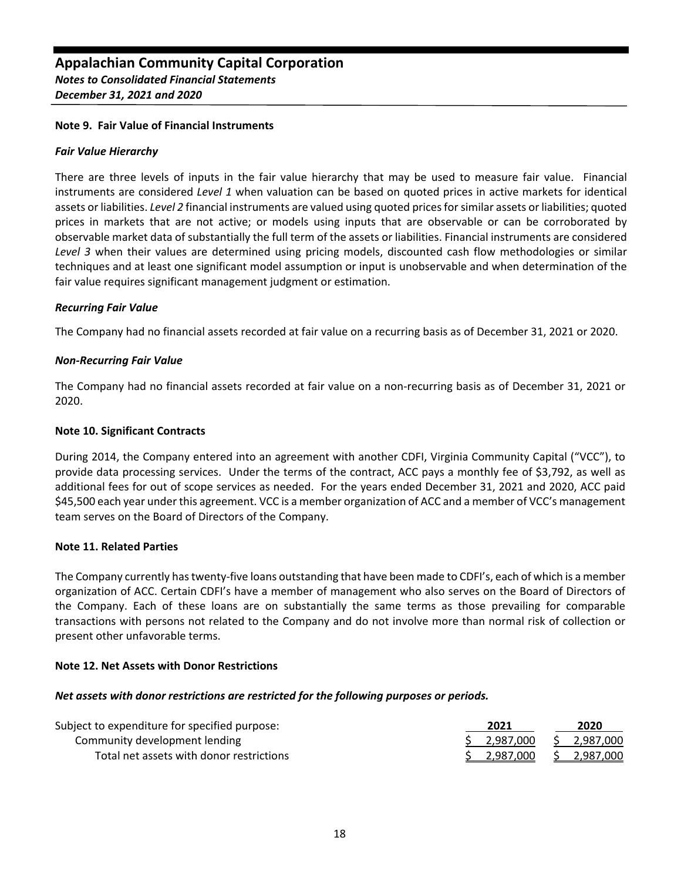## Note 9. Fair Value of Financial Instruments

### *Fair Value Hierarchy*

There are three levels of inputs in the fair value hierarchy that may be used to measure fair value. Financial instruments are considered *Level 1* when valuation can be based on quoted prices in active markets for identical assets or liabilities. *Level 2* financial instruments are valued using quoted prices for similar assets or liabilities; quoted prices in markets that are not active; or models using inputs that are observable or can be corroborated by observable market data of substantially the full term of the assets or liabilities. Financial instruments are considered *Level 3* when their values are determined using pricing models, discounted cash flow methodologies or similar techniques and at least one significant model assumption or input is unobservable and when determination of the fair value requires significant management judgment or estimation.

### *Recurring Fair Value*

The Company had no financial assets recorded at fair value on a recurring basis as of December 31, 2021 or 2020.

### *Non-Recurring Fair Value*

The Company had no financial assets recorded at fair value on a non-recurring basis as of December 31, 2021 or 2020.

## Note 10. Significant Contracts

During 2014, the Company entered into an agreement with another CDFI, Virginia Community Capital ("VCC"), to provide data processing services. Under the terms of the contract, ACC pays a monthly fee of $3,792, as well as additional fees for out of scope services as needed. For the years ended December 31, 2021 and 2020, ACC paid $45,500 each year under this agreement. VCC is a member organization of ACC and a member of VCC's management team serves on the Board of Directors of the Company.

## Note 11. Related Parties

The Company currently has twenty-five loans outstanding that have been made to CDFI's, each of which is a member organization of ACC. Certain CDFI's have a member of management who also serves on the Board of Directors of the Company. Each of these loans are on substantially the same terms as those prevailing for comparable transactions with persons not related to the Company and do not involve more than normal risk of collection or present other unfavorable terms.

## Note 12. Net Assets with Donor Restrictions

***Net assets with donor restrictions are restricted for the following purposes or periods.***

| Subject to expenditure for specified purpose: | 2021 | 2020 |
|---|---|---|
| Community development lending | $ 2,987,000 | $ 2,987,000 |
| Total net assets with donor restrictions | $ 2,987,000 | $ 2,987,000 |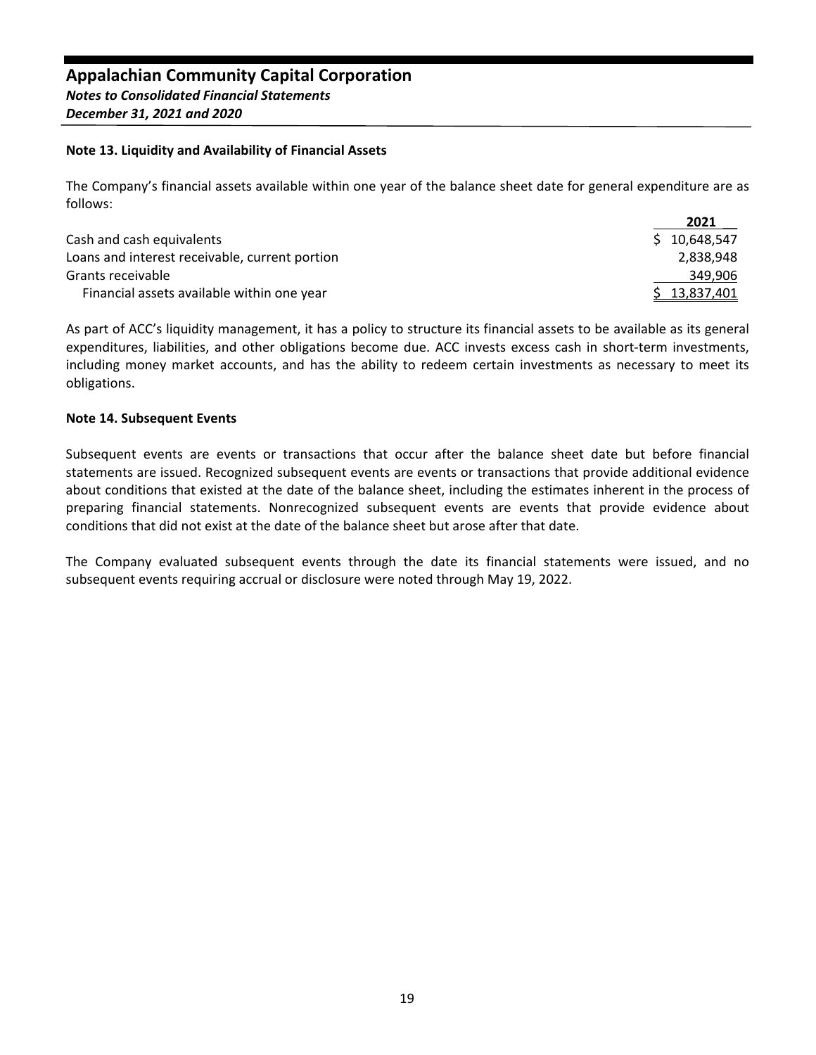## Note 13. Liquidity and Availability of Financial Assets

The Company's financial assets available within one year of the balance sheet date for general expenditure are as follows:

| | 2021 |
|---|---|
| Cash and cash equivalents | $ 10,648,547 |
| Loans and interest receivable, current portion | 2,838,948 |
| Grants receivable | 349,906 |
| Financial assets available within one year | $ 13,837,401 |

As part of ACC's liquidity management, it has a policy to structure its financial assets to be available as its general expenditures, liabilities, and other obligations become due. ACC invests excess cash in short-term investments, including money market accounts, and has the ability to redeem certain investments as necessary to meet its obligations.

## Note 14. Subsequent Events

Subsequent events are events or transactions that occur after the balance sheet date but before financial statements are issued. Recognized subsequent events are events or transactions that provide additional evidence about conditions that existed at the date of the balance sheet, including the estimates inherent in the process of preparing financial statements. Nonrecognized subsequent events are events that provide evidence about conditions that did not exist at the date of the balance sheet but arose after that date.

The Company evaluated subsequent events through the date its financial statements were issued, and no subsequent events requiring accrual or disclosure were noted through May 19, 2022.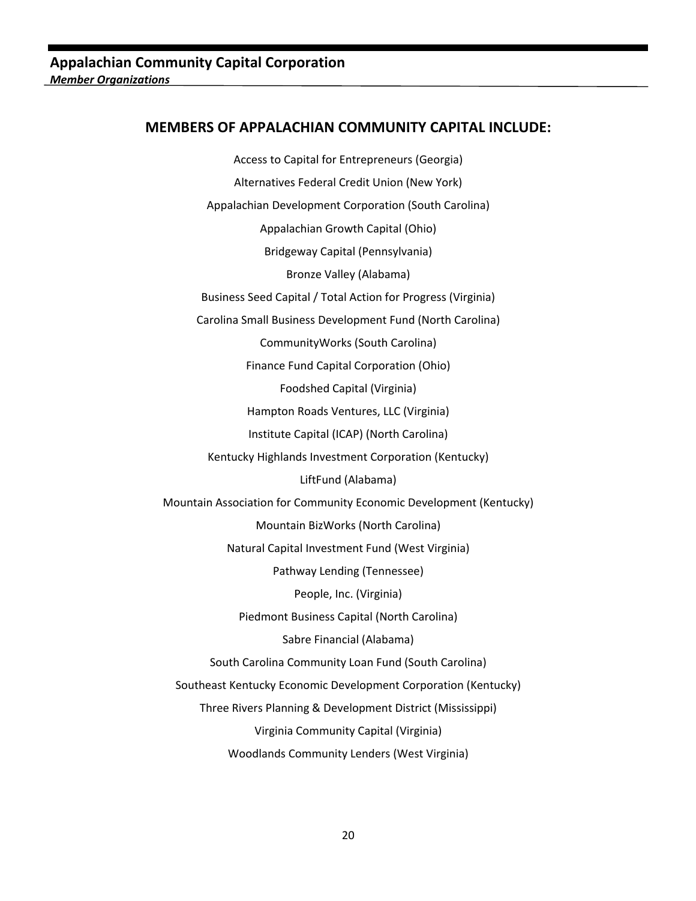# Appalachian Community Capital Corporation

***Member Organizations***

## MEMBERS OF APPALACHIAN COMMUNITY CAPITAL INCLUDE:

Access to Capital for Entrepreneurs (Georgia)

Alternatives Federal Credit Union (New York)

Appalachian Development Corporation (South Carolina)

Appalachian Growth Capital (Ohio)

Bridgeway Capital (Pennsylvania)

Bronze Valley (Alabama)

Business Seed Capital / Total Action for Progress (Virginia)

Carolina Small Business Development Fund (North Carolina)

CommunityWorks (South Carolina)

Finance Fund Capital Corporation (Ohio)

Foodshed Capital (Virginia)

Hampton Roads Ventures, LLC (Virginia)

Institute Capital (ICAP) (North Carolina)

Kentucky Highlands Investment Corporation (Kentucky)

LiftFund (Alabama)

Mountain Association for Community Economic Development (Kentucky)

Mountain BizWorks (North Carolina)

Natural Capital Investment Fund (West Virginia)

Pathway Lending (Tennessee)

People, Inc. (Virginia)

Piedmont Business Capital (North Carolina)

Sabre Financial (Alabama)

South Carolina Community Loan Fund (South Carolina)

Southeast Kentucky Economic Development Corporation (Kentucky)

Three Rivers Planning & Development District (Mississippi)

Virginia Community Capital (Virginia)

Woodlands Community Lenders (West Virginia)